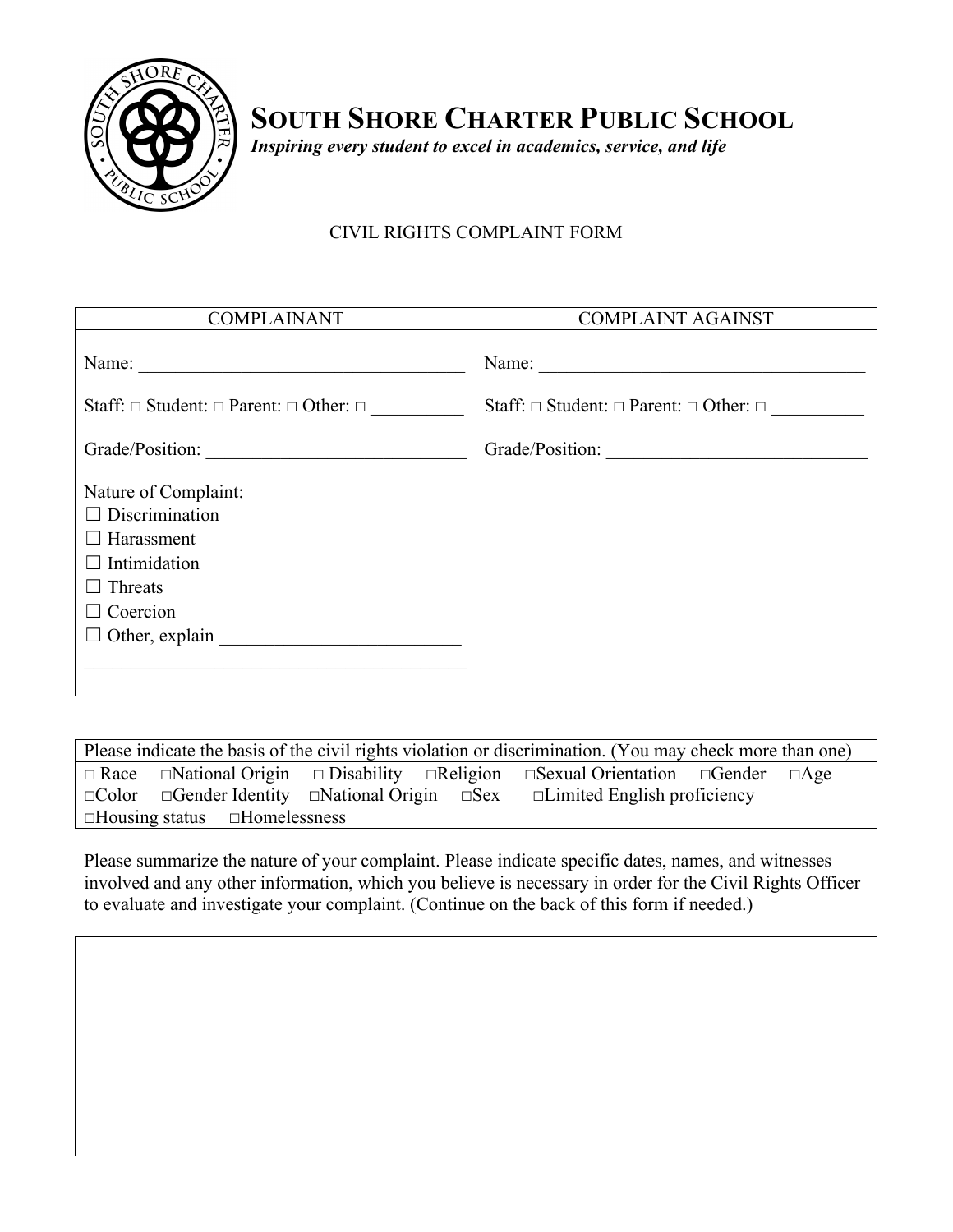# SOUTH SHORE CHARTER PUBLIC SCHOOL

***Inspiring every student to excel in academics, service, and life***

CIVIL RIGHTS COMPLAINT FORM

| COMPLAINANT | COMPLAINT AGAINST |
| --- | --- |
| Name: ___________________________________ | Name: ___________________________________ |
| Staff: □ Student: □ Parent: □ Other: □ __________ | Staff: □ Student: □ Parent: □ Other: □ __________ |
| Grade/Position: ___________________________ | Grade/Position: ___________________________ |
| Nature of Complaint:<br>☐ Discrimination<br>☐ Harassment<br>☐ Intimidation<br>☐ Threats<br>☐ Coercion<br>☐ Other, explain __________________________<br>_____________________________________________ | |

| Please indicate the basis of the civil rights violation or discrimination. (You may check more than one) |
| --- |
| □ Race □National Origin □ Disability □Religion □Sexual Orientation □Gender □Age<br>□Color □Gender Identity □National Origin □Sex □Limited English proficiency<br>□Housing status □Homelessness |

Please summarize the nature of your complaint. Please indicate specific dates, names, and witnesses involved and any other information, which you believe is necessary in order for the Civil Rights Officer to evaluate and investigate your complaint. (Continue on the back of this form if needed.)

| |
| --- |
| |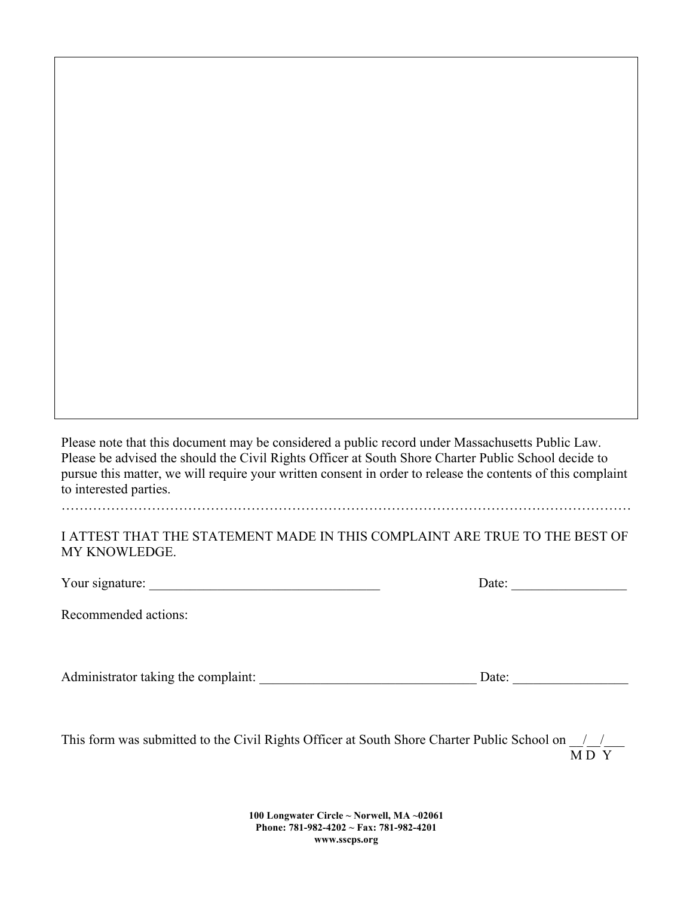Please note that this document may be considered a public record under Massachusetts Public Law. Please be advised the should the Civil Rights Officer at South Shore Charter Public School decide to pursue this matter, we will require your written consent in order to release the contents of this complaint to interested parties.

…………………………………………………………………………………………………………………

I ATTEST THAT THE STATEMENT MADE IN THIS COMPLAINT ARE TRUE TO THE BEST OF MY KNOWLEDGE.

Your signature: ___________________________________ Date: _________________

Recommended actions:

Administrator taking the complaint: ________________________________ Date: _________________

This form was submitted to the Civil Rights Officer at South Shore Charter Public School on __/__/___
M D Y

**100 Longwater Circle ~ Norwell, MA ~02061**
**Phone: 781-982-4202 ~ Fax: 781-982-4201**
**www.sscps.org**